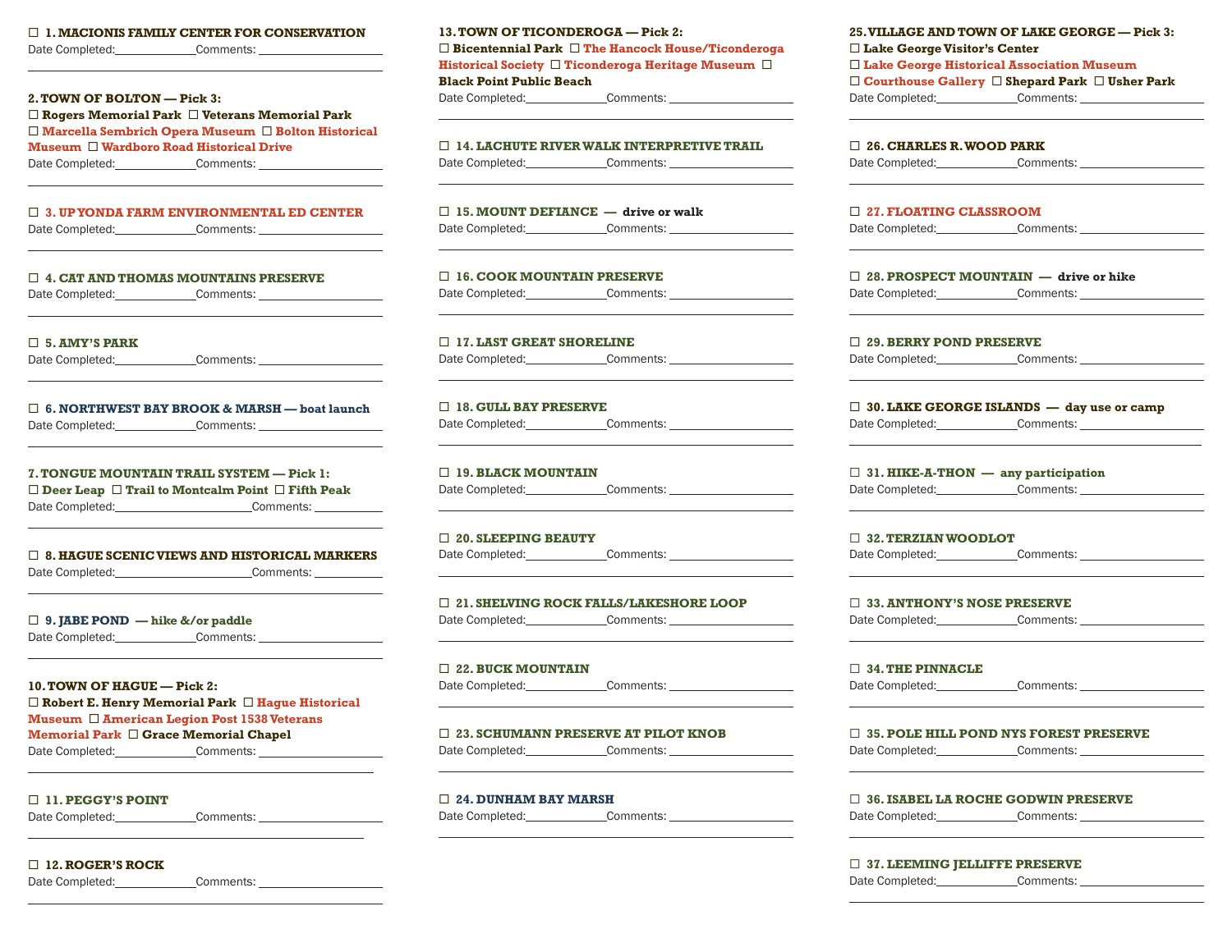☐ **1. MACIONIS FAMILY CENTER FOR CONSERVATION**
Date Completed:____________ Comments: ____________________

**2. TOWN OF BOLTON — Pick 3:**
☐ **Rogers Memorial Park** ☐ **Veterans Memorial Park**
☐ **Marcella Sembrich Opera Museum** ☐ **Bolton Historical Museum** ☐ **Wardboro Road Historical Drive**
Date Completed:____________ Comments: ____________________

☐ **3. UP YONDA FARM ENVIRONMENTAL ED CENTER**
Date Completed:____________ Comments: ____________________

☐ **4. CAT AND THOMAS MOUNTAINS PRESERVE**
Date Completed:____________ Comments: ____________________

☐ **5. AMY'S PARK**
Date Completed:____________ Comments: ____________________

☐ **6. NORTHWEST BAY BROOK & MARSH — boat launch**
Date Completed:____________ Comments: ____________________

**7. TONGUE MOUNTAIN TRAIL SYSTEM — Pick 1:**
☐ **Deer Leap** ☐ **Trail to Montcalm Point** ☐ **Fifth Peak**
Date Completed:____________________ Comments: __________

☐ **8. HAGUE SCENIC VIEWS AND HISTORICAL MARKERS**
Date Completed:____________________ Comments: __________

☐ **9. JABE POND — hike &/or paddle**
Date Completed:____________ Comments: ____________________

**10. TOWN OF HAGUE — Pick 2:**
☐ **Robert E. Henry Memorial Park** ☐ **Hague Historical Museum** ☐ **American Legion Post 1538 Veterans Memorial Park** ☐ **Grace Memorial Chapel**
Date Completed:____________ Comments: ____________________

☐ **11. PEGGY'S POINT**
Date Completed:____________ Comments: ____________________

☐ **12. ROGER'S ROCK**
Date Completed:____________ Comments: ____________________

**13. TOWN OF TICONDEROGA — Pick 2:**
☐ **Bicentennial Park** ☐ **The Hancock House/Ticonderoga Historical Society** ☐ **Ticonderoga Heritage Museum** ☐ **Black Point Public Beach**
Date Completed:____________ Comments: ____________________

☐ **14. LACHUTE RIVER WALK INTERPRETIVE TRAIL**
Date Completed:____________ Comments: ____________________

☐ **15. MOUNT DEFIANCE — drive or walk**
Date Completed:____________ Comments: ____________________

☐ **16. COOK MOUNTAIN PRESERVE**
Date Completed:____________ Comments: ____________________

☐ **17. LAST GREAT SHORELINE**
Date Completed:____________ Comments: ____________________

☐ **18. GULL BAY PRESERVE**
Date Completed:____________ Comments: ____________________

☐ **19. BLACK MOUNTAIN**
Date Completed:____________ Comments: ____________________

☐ **20. SLEEPING BEAUTY**
Date Completed:____________ Comments: ____________________

☐ **21. SHELVING ROCK FALLS/LAKESHORE LOOP**
Date Completed:____________ Comments: ____________________

☐ **22. BUCK MOUNTAIN**
Date Completed:____________ Comments: ____________________

☐ **23. SCHUMANN PRESERVE AT PILOT KNOB**
Date Completed:____________ Comments: ____________________

☐ **24. DUNHAM BAY MARSH**
Date Completed:____________ Comments: ____________________

**25. VILLAGE AND TOWN OF LAKE GEORGE — Pick 3:**
☐ **Lake George Visitor's Center**
☐ **Lake George Historical Association Museum**
☐ **Courthouse Gallery** ☐ **Shepard Park** ☐ **Usher Park**
Date Completed:____________ Comments: ____________________

☐ **26. CHARLES R. WOOD PARK**
Date Completed:____________ Comments: ____________________

☐ **27. FLOATING CLASSROOM**
Date Completed:____________ Comments: ____________________

☐ **28. PROSPECT MOUNTAIN — drive or hike**
Date Completed:____________ Comments: ____________________

☐ **29. BERRY POND PRESERVE**
Date Completed:____________ Comments: ____________________

☐ **30. LAKE GEORGE ISLANDS — day use or camp**
Date Completed:____________ Comments: ____________________

☐ **31. HIKE-A-THON — any participation**
Date Completed:____________ Comments: ____________________

☐ **32. TERZIAN WOODLOT**
Date Completed:____________ Comments: ____________________

☐ **33. ANTHONY'S NOSE PRESERVE**
Date Completed:____________ Comments: ____________________

☐ **34. THE PINNACLE**
Date Completed:____________ Comments: ____________________

☐ **35. POLE HILL POND NYS FOREST PRESERVE**
Date Completed:____________ Comments: ____________________

☐ **36. ISABEL LA ROCHE GODWIN PRESERVE**
Date Completed:____________ Comments: ____________________

☐ **37. LEEMING JELLIFFE PRESERVE**
Date Completed:____________ Comments: ____________________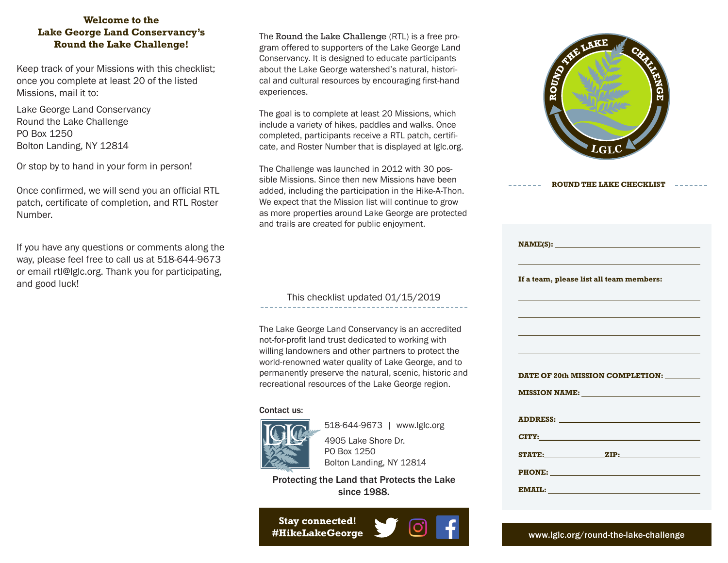### Welcome to the Lake George Land Conservancy's Round the Lake Challenge!

Keep track of your Missions with this checklist; once you complete at least 20 of the listed Missions, mail it to:

Lake George Land Conservancy
Round the Lake Challenge
PO Box 1250
Bolton Landing, NY 12814

Or stop by to hand in your form in person!

Once confirmed, we will send you an official RTL patch, certificate of completion, and RTL Roster Number.

If you have any questions or comments along the way, please feel free to call us at 518-644-9673 or email rtl@lglc.org. Thank you for participating, and good luck!

The Round the Lake Challenge (RTL) is a free program offered to supporters of the Lake George Land Conservancy. It is designed to educate participants about the Lake George watershed's natural, historical and cultural resources by encouraging first-hand experiences.

The goal is to complete at least 20 Missions, which include a variety of hikes, paddles and walks. Once completed, participants receive a RTL patch, certificate, and Roster Number that is displayed at lglc.org.

The Challenge was launched in 2012 with 30 possible Missions. Since then new Missions have been added, including the participation in the Hike-A-Thon. We expect that the Mission list will continue to grow as more properties around Lake George are protected and trails are created for public enjoyment.

This checklist updated 01/15/2019

The Lake George Land Conservancy is an accredited not-for-profit land trust dedicated to working with willing landowners and other partners to protect the world-renowned water quality of Lake George, and to permanently preserve the natural, scenic, historic and recreational resources of the Lake George region.

Contact us:

518-644-9673 | www.lglc.org

4905 Lake Shore Dr.
PO Box 1250
Bolton Landing, NY 12814

Protecting the Land that Protects the Lake since 1988.

**Stay connected! #HikeLakeGeorge**

ROUND THE LAKE CHALLENGE
LGLC

**ROUND THE LAKE CHECKLIST**

**NAME(S):** ____________________

**If a team, please list all team members:**

____________________

____________________

____________________

____________________

**DATE OF 20th MISSION COMPLETION:** __________

**MISSION NAME:** ____________________

**ADDRESS:** ____________________

**CITY:** ____________________

**STATE:** __________ **ZIP:** __________

**PHONE:** ____________________

**EMAIL:** ____________________

www.lglc.org/round-the-lake-challenge